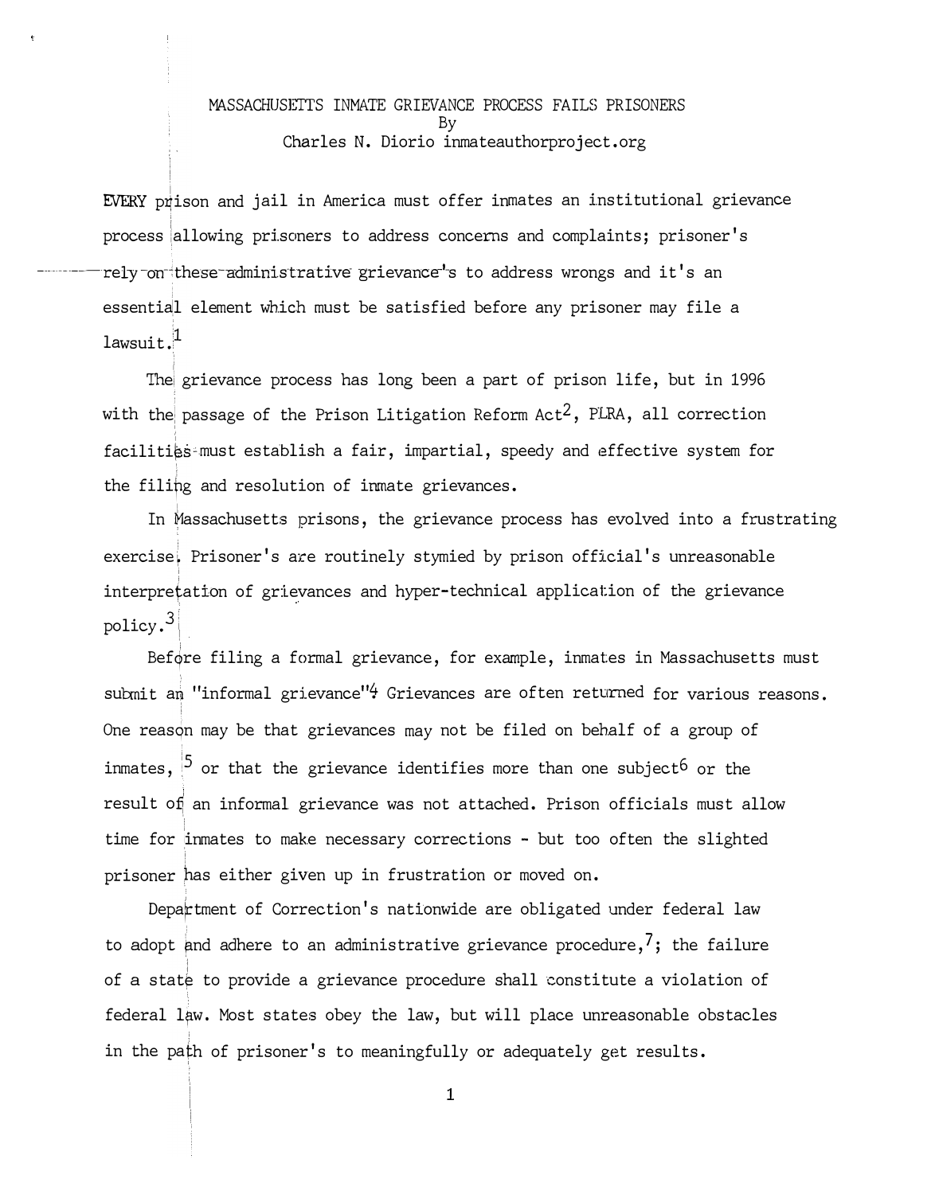# MASSACHUSETTS INMATE GRIEVANCE PROCESS FAILS PRISONERS

By

Charles N. Diorio inmateauthorproject.org

EVERY prison and jail in America must offer inmates an institutional grievance process allowing prisoners to address concerns and complaints; prisoner's rely on these administrative grievance's to address wrongs and it's an essential element which must be satisfied before any prisoner may file a lawsuit.[1]

The grievance process has long been a part of prison life, but in 1996 with the passage of the Prison Litigation Reform Act[2], PLRA, all correction facilities must establish a fair, impartial, speedy and effective system for the filing and resolution of inmate grievances.

In Massachusetts prisons, the grievance process has evolved into a frustrating exercise. Prisoner's are routinely stymied by prison official's unreasonable interpretation of grievances and hyper-technical application of the grievance policy.[3]

Before filing a formal grievance, for example, inmates in Massachusetts must submit an "informal grievance"[4] Grievances are often returned for various reasons. One reason may be that grievances may not be filed on behalf of a group of inmates, [5] or that the grievance identifies more than one subject[6] or the result of an informal grievance was not attached. Prison officials must allow time for inmates to make necessary corrections - but too often the slighted prisoner has either given up in frustration or moved on.

Department of Correction's nationwide are obligated under federal law to adopt and adhere to an administrative grievance procedure,[7]; the failure of a state to provide a grievance procedure shall constitute a violation of federal law. Most states obey the law, but will place unreasonable obstacles in the path of prisoner's to meaningfully or adequately get results.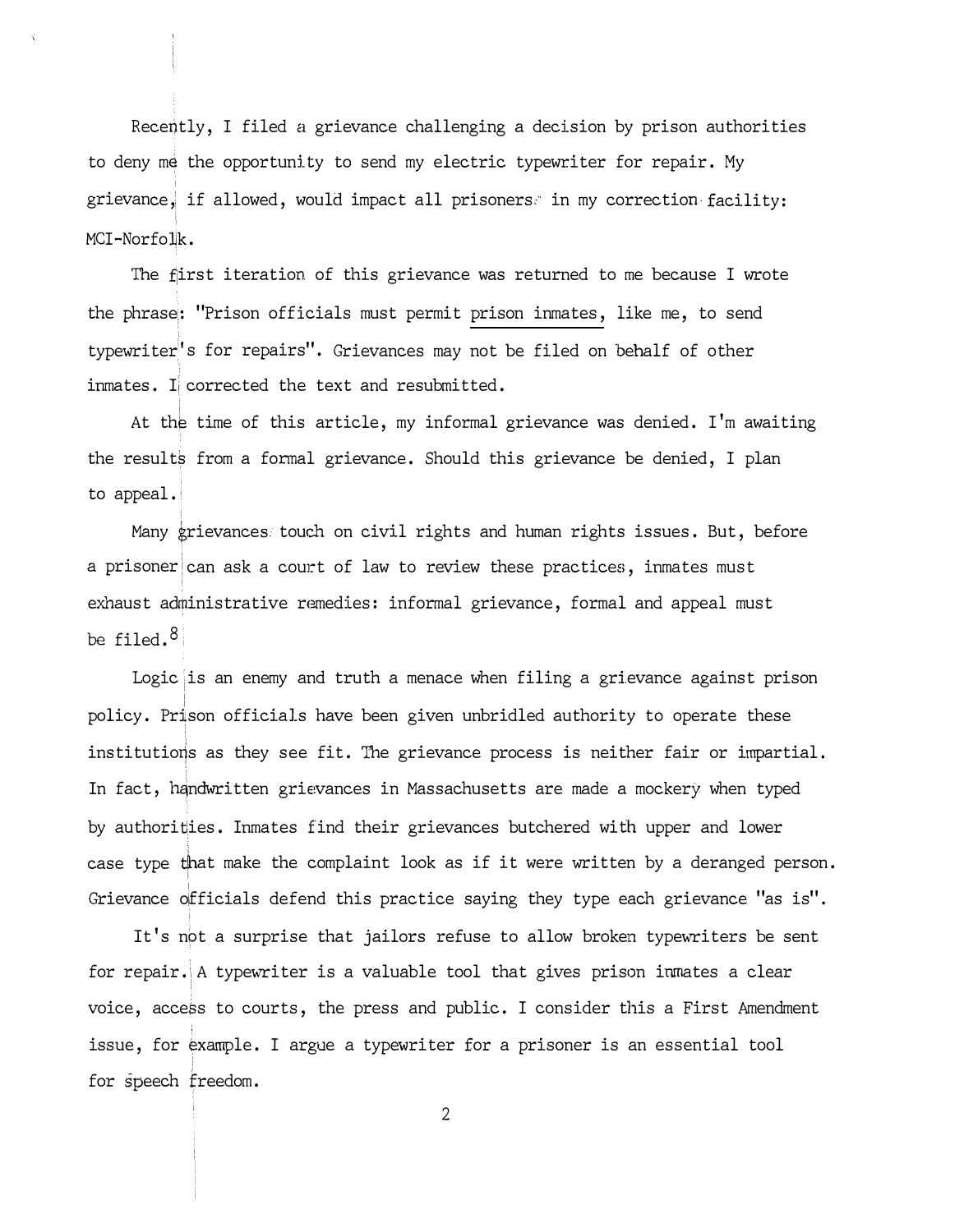Recently, I filed a grievance challenging a decision by prison authorities to deny me the opportunity to send my electric typewriter for repair. My grievance, if allowed, would impact all prisoners in my correction facility: MCI-Norfolk.

The first iteration of this grievance was returned to me because I wrote the phrase: "Prison officials must permit <u>prison inmates,</u> like me, to send typewriter's for repairs". Grievances may not be filed on behalf of other inmates. I corrected the text and resubmitted.

At the time of this article, my informal grievance was denied. I'm awaiting the results from a formal grievance. Should this grievance be denied, I plan to appeal.

Many grievances touch on civil rights and human rights issues. But, before a prisoner can ask a court of law to review these practices, inmates must exhaust administrative remedies: informal grievance, formal and appeal must be filed.[8]

Logic is an enemy and truth a menace when filing a grievance against prison policy. Prison officials have been given unbridled authority to operate these institutions as they see fit. The grievance process is neither fair or impartial. In fact, handwritten grievances in Massachusetts are made a mockery when typed by authorities. Inmates find their grievances butchered with upper and lower case type that make the complaint look as if it were written by a deranged person. Grievance officials defend this practice saying they type each grievance "as is".

It's not a surprise that jailors refuse to allow broken typewriters be sent for repair. A typewriter is a valuable tool that gives prison inmates a clear voice, access to courts, the press and public. I consider this a First Amendment issue, for example. I argue a typewriter for a prisoner is an essential tool for speech freedom.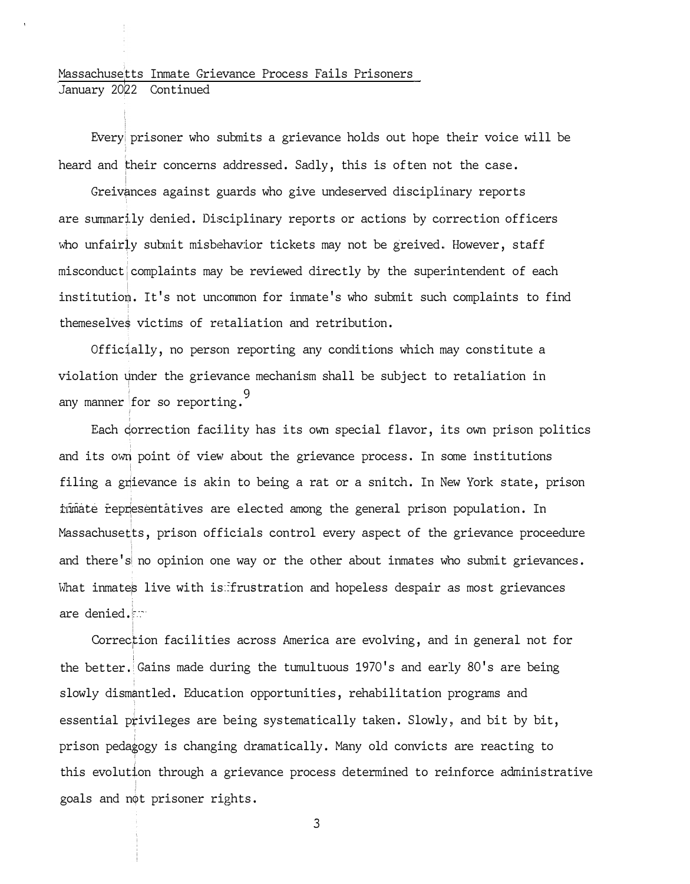Massachusetts Inmate Grievance Process Fails Prisoners
January 2022 Continued

Every prisoner who submits a grievance holds out hope their voice will be heard and their concerns addressed. Sadly, this is often not the case.

Greivances against guards who give undeserved disciplinary reports are summarily denied. Disciplinary reports or actions by correction officers who unfairly submit misbehavior tickets may not be greived. However, staff misconduct complaints may be reviewed directly by the superintendent of each institution. It's not uncommon for inmate's who submit such complaints to find themeselves victims of retaliation and retribution.

Officially, no person reporting any conditions which may constitute a violation under the grievance mechanism shall be subject to retaliation in any manner for so reporting.[9]

Each correction facility has its own special flavor, its own prison politics and its own point of view about the grievance process. In some institutions filing a grievance is akin to being a rat or a snitch. In New York state, prison inmate representatives are elected among the general prison population. In Massachusetts, prison officials control every aspect of the grievance proceedure and there's no opinion one way or the other about inmates who submit grievances. What inmates live with is frustration and hopeless despair as most grievances are denied.

Correction facilities across America are evolving, and in general not for the better. Gains made during the tumultuous 1970's and early 80's are being slowly dismantled. Education opportunities, rehabilitation programs and essential privileges are being systematically taken. Slowly, and bit by bit, prison pedagogy is changing dramatically. Many old convicts are reacting to this evolution through a grievance process determined to reinforce administrative goals and not prisoner rights.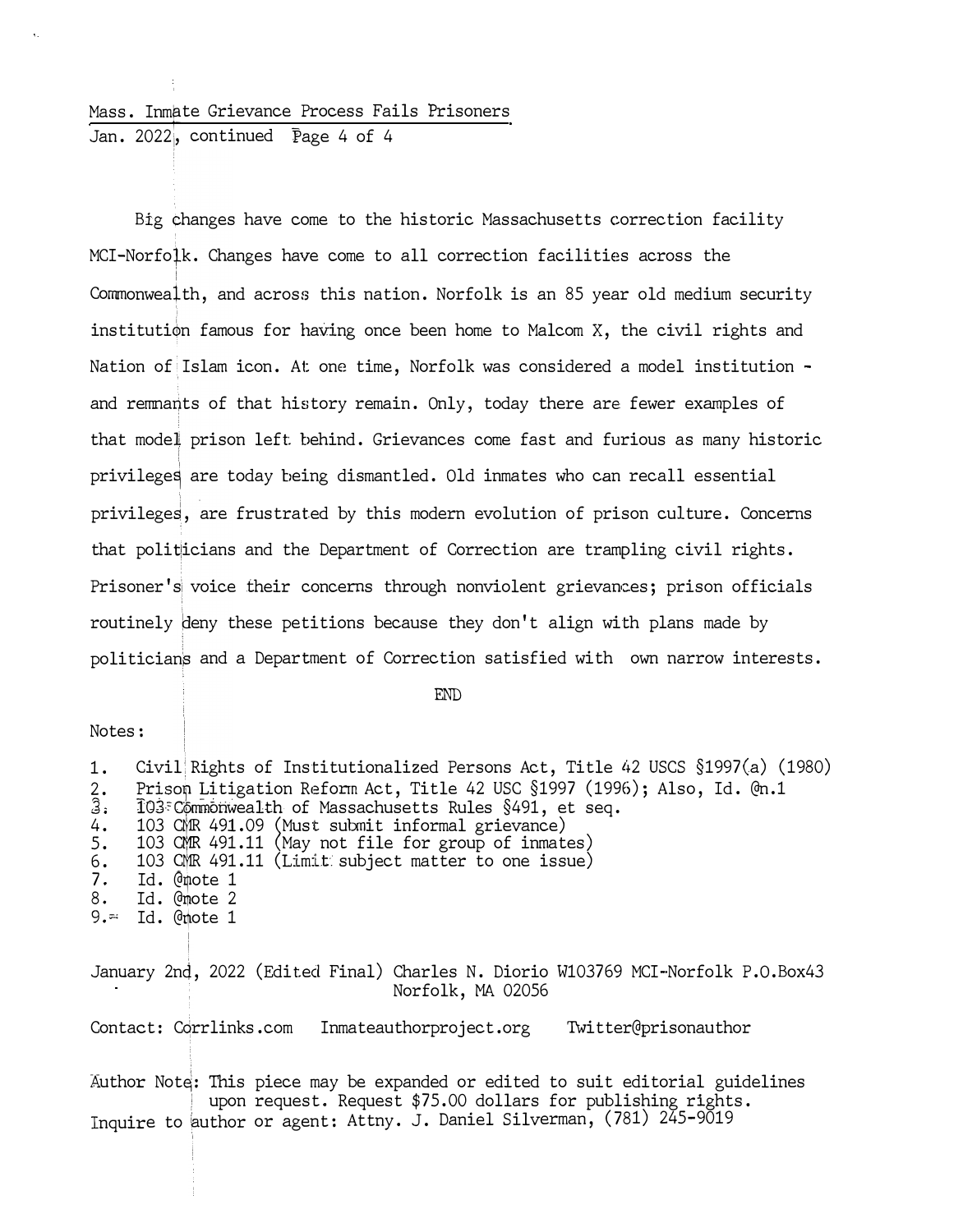Big changes have come to the historic Massachusetts correction facility MCI-Norfolk. Changes have come to all correction facilities across the Commonwealth, and across this nation. Norfolk is an 85 year old medium security institution famous for having once been home to Malcom X, the civil rights and Nation of Islam icon. At one time, Norfolk was considered a model institution - and remnants of that history remain. Only, today there are fewer examples of that model prison left behind. Grievances come fast and furious as many historic privileges are today being dismantled. Old inmates who can recall essential privileges, are frustrated by this modern evolution of prison culture. Concerns that politicians and the Department of Correction are trampling civil rights. Prisoner's voice their concerns through nonviolent grievances; prison officials routinely deny these petitions because they don't align with plans made by politicians and a Department of Correction satisfied with own narrow interests.

END

Notes:

1. Civil Rights of Institutionalized Persons Act, Title 42 USCS §1997(a) (1980)
2. Prison Litigation Reform Act, Title 42 USC §1997 (1996); Also, Id. @n.1
3. 103 Commonwealth of Massachusetts Rules §491, et seq.
4. 103 CMR 491.09 (Must submit informal grievance)
5. 103 CMR 491.11 (May not file for group of inmates)
6. 103 CMR 491.11 (Limit subject matter to one issue)
7. Id. @note 1
8. Id. @note 2
9. Id. @note 1

January 2nd, 2022 (Edited Final) Charles N. Diorio W103769 MCI-Norfolk P.O.Box43 Norfolk, MA 02056

Contact: Corrlinks.com Inmateauthorproject.org Twitter@prisonauthor

Author Note: This piece may be expanded or edited to suit editorial guidelines upon request. Request $75.00 dollars for publishing rights.
Inquire to author or agent: Attny. J. Daniel Silverman, (781) 245-9019